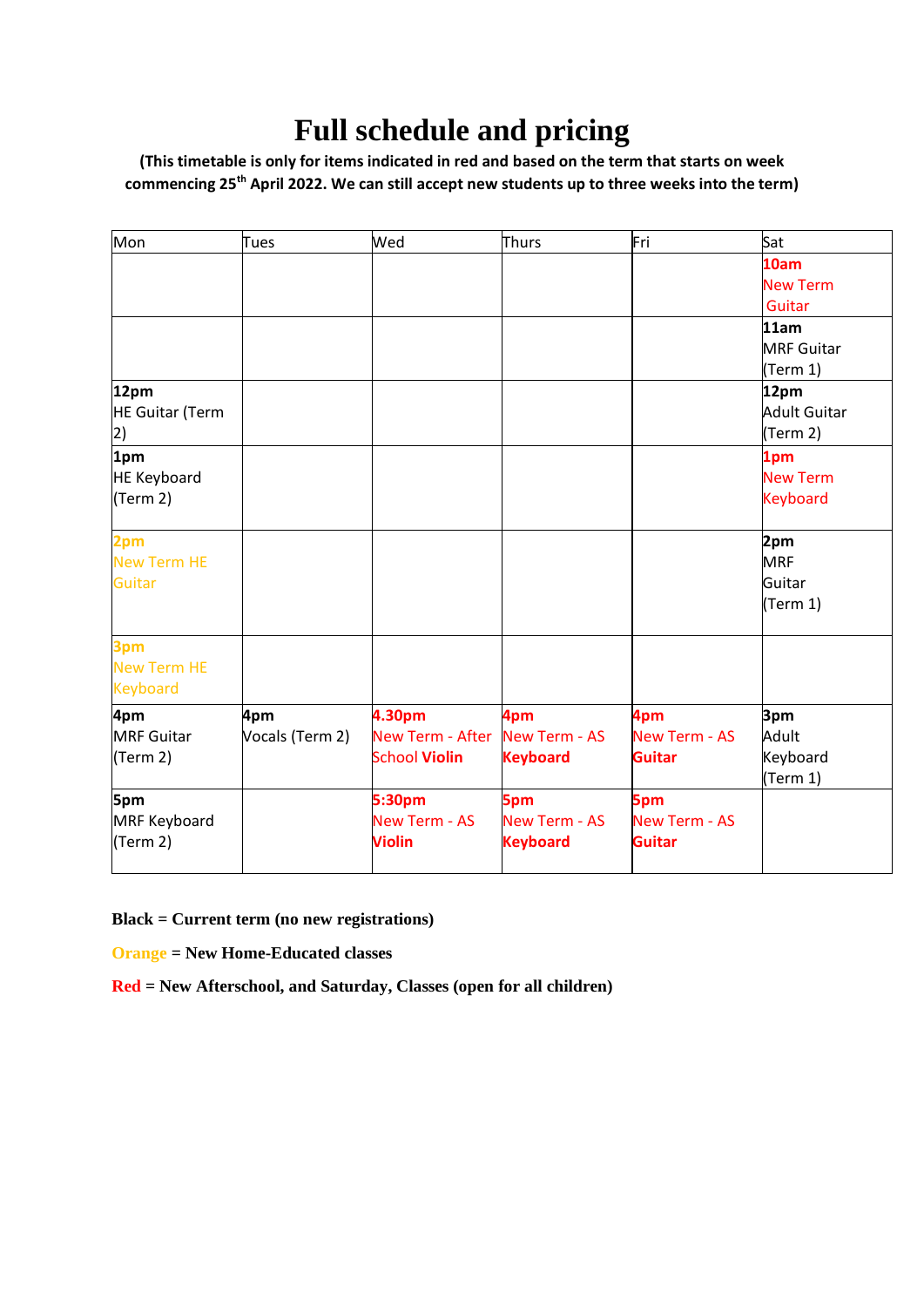# Full schedule and pricing

**(This timetable is only for items indicated in red and based on the term that starts on week commencing 25th April 2022. We can still accept new students up to three weeks into the term)**

| Mon | Tues | Wed | Thurs | Fri | Sat |
|---|---|---|---|---|---|
| | | | | | **10am** New Term Guitar |
| | | | | | **11am** MRF Guitar (Term 1) |
| **12pm** HE Guitar (Term 2) | | | | | **12pm** Adult Guitar (Term 2) |
| **1pm** HE Keyboard (Term 2) | | | | | **1pm** New Term Keyboard |
| **2pm** New Term HE Guitar | | | | | **2pm** MRF Guitar (Term 1) |
| **3pm** New Term HE Keyboard | | | | | |
| **4pm** MRF Guitar (Term 2) | **4pm** Vocals (Term 2) | **4.30pm** New Term - After School **Violin** | **4pm** New Term - AS **Keyboard** | **4pm** New Term - AS **Guitar** | **3pm** Adult Keyboard (Term 1) |
| **5pm** MRF Keyboard (Term 2) | | **5:30pm** New Term - AS **Violin** | **5pm** New Term - AS **Keyboard** | **5pm** New Term - AS **Guitar** | |

**Black = Current term (no new registrations)**

**Orange = New Home-Educated classes**

**Red = New Afterschool, and Saturday, Classes (open for all children)**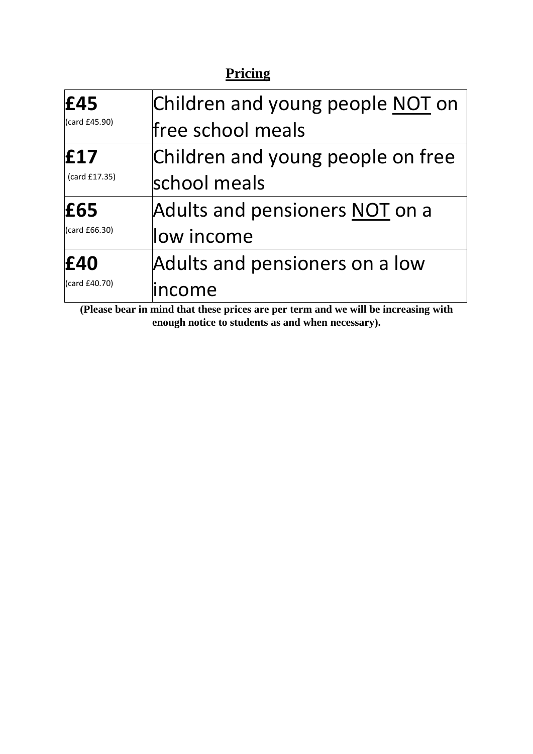## **Pricing**

| | |
|---|---|
| **£45** (card £45.90) | Children and young people NOT on free school meals |
| **£17** (card £17.35) | Children and young people on free school meals |
| **£65** (card £66.30) | Adults and pensioners NOT on a low income |
| **£40** (card £40.70) | Adults and pensioners on a low income |

**(Please bear in mind that these prices are per term and we will be increasing with enough notice to students as and when necessary).**